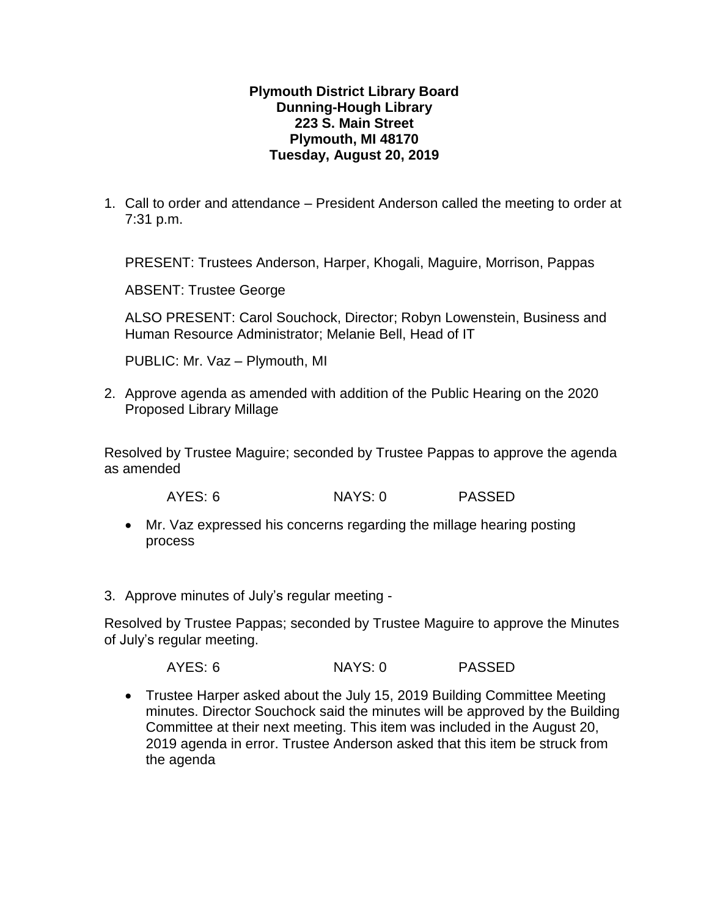**Plymouth District Library Board**
**Dunning-Hough Library**
**223 S. Main Street**
**Plymouth, MI 48170**
**Tuesday, August 20, 2019**

1. Call to order and attendance – President Anderson called the meeting to order at 7:31 p.m.

   PRESENT: Trustees Anderson, Harper, Khogali, Maguire, Morrison, Pappas

   ABSENT: Trustee George

   ALSO PRESENT: Carol Souchock, Director; Robyn Lowenstein, Business and Human Resource Administrator; Melanie Bell, Head of IT

   PUBLIC: Mr. Vaz – Plymouth, MI

2. Approve agenda as amended with addition of the Public Hearing on the 2020 Proposed Library Millage

Resolved by Trustee Maguire; seconded by Trustee Pappas to approve the agenda as amended

AYES: 6 NAYS: 0 PASSED

- Mr. Vaz expressed his concerns regarding the millage hearing posting process

3. Approve minutes of July's regular meeting -

Resolved by Trustee Pappas; seconded by Trustee Maguire to approve the Minutes of July's regular meeting.

AYES: 6 NAYS: 0 PASSED

- Trustee Harper asked about the July 15, 2019 Building Committee Meeting minutes. Director Souchock said the minutes will be approved by the Building Committee at their next meeting. This item was included in the August 20, 2019 agenda in error. Trustee Anderson asked that this item be struck from the agenda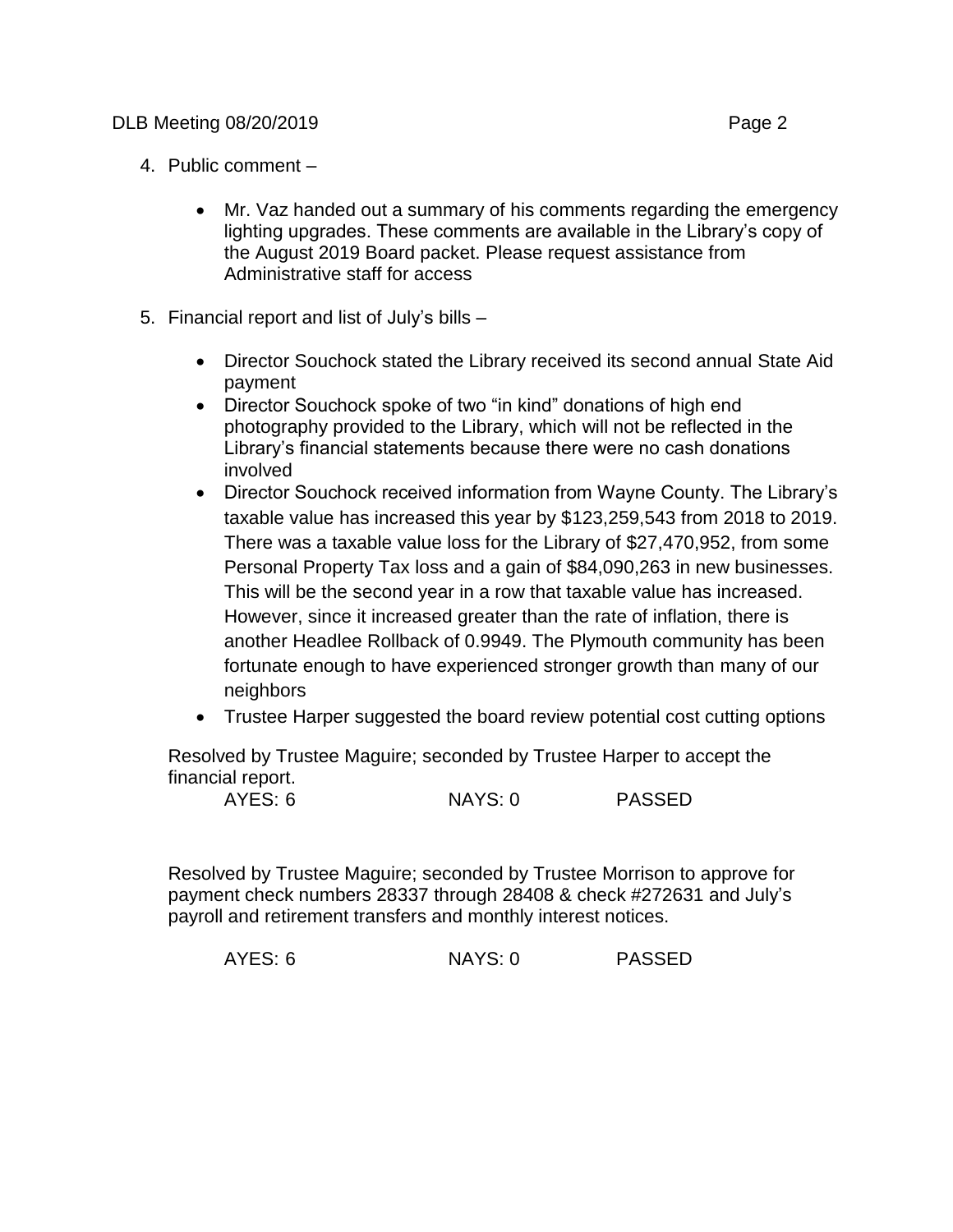4. Public comment –

    - Mr. Vaz handed out a summary of his comments regarding the emergency lighting upgrades. These comments are available in the Library's copy of the August 2019 Board packet. Please request assistance from Administrative staff for access

5. Financial report and list of July's bills –

    - Director Souchock stated the Library received its second annual State Aid payment
    - Director Souchock spoke of two "in kind" donations of high end photography provided to the Library, which will not be reflected in the Library's financial statements because there were no cash donations involved
    - Director Souchock received information from Wayne County. The Library's taxable value has increased this year by $123,259,543 from 2018 to 2019. There was a taxable value loss for the Library of $27,470,952, from some Personal Property Tax loss and a gain of $84,090,263 in new businesses. This will be the second year in a row that taxable value has increased. However, since it increased greater than the rate of inflation, there is another Headlee Rollback of 0.9949. The Plymouth community has been fortunate enough to have experienced stronger growth than many of our neighbors
    - Trustee Harper suggested the board review potential cost cutting options

    Resolved by Trustee Maguire; seconded by Trustee Harper to accept the financial report.

    AYES: 6 NAYS: 0 PASSED

    Resolved by Trustee Maguire; seconded by Trustee Morrison to approve for payment check numbers 28337 through 28408 & check #272631 and July's payroll and retirement transfers and monthly interest notices.

    AYES: 6 NAYS: 0 PASSED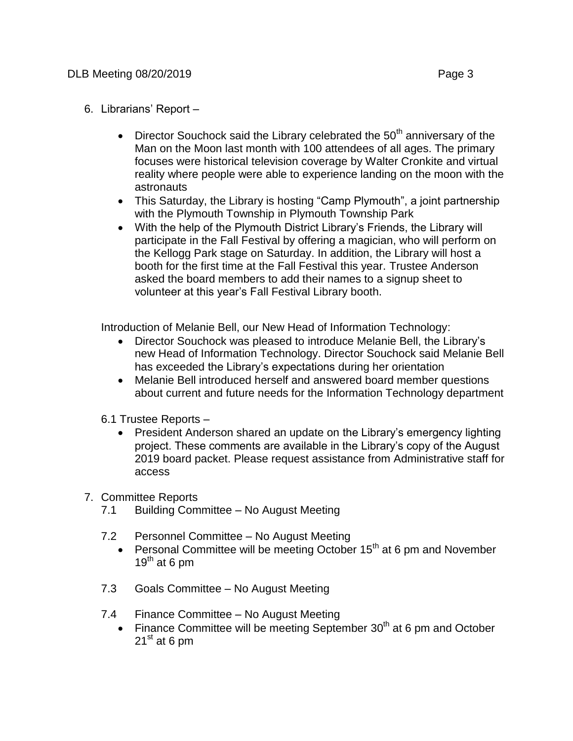6. Librarians' Report –

   - Director Souchock said the Library celebrated the 50th anniversary of the Man on the Moon last month with 100 attendees of all ages. The primary focuses were historical television coverage by Walter Cronkite and virtual reality where people were able to experience landing on the moon with the astronauts
   - This Saturday, the Library is hosting "Camp Plymouth", a joint partnership with the Plymouth Township in Plymouth Township Park
   - With the help of the Plymouth District Library's Friends, the Library will participate in the Fall Festival by offering a magician, who will perform on the Kellogg Park stage on Saturday. In addition, the Library will host a booth for the first time at the Fall Festival this year. Trustee Anderson asked the board members to add their names to a signup sheet to volunteer at this year's Fall Festival Library booth.

   Introduction of Melanie Bell, our New Head of Information Technology:

   - Director Souchock was pleased to introduce Melanie Bell, the Library's new Head of Information Technology. Director Souchock said Melanie Bell has exceeded the Library's expectations during her orientation
   - Melanie Bell introduced herself and answered board member questions about current and future needs for the Information Technology department

   6.1 Trustee Reports –

   - President Anderson shared an update on the Library's emergency lighting project. These comments are available in the Library's copy of the August 2019 board packet. Please request assistance from Administrative staff for access

7. Committee Reports

   7.1 Building Committee – No August Meeting

   7.2 Personnel Committee – No August Meeting
   - Personal Committee will be meeting October 15th at 6 pm and November 19th at 6 pm

   7.3 Goals Committee – No August Meeting

   7.4 Finance Committee – No August Meeting
   - Finance Committee will be meeting September 30th at 6 pm and October 21st at 6 pm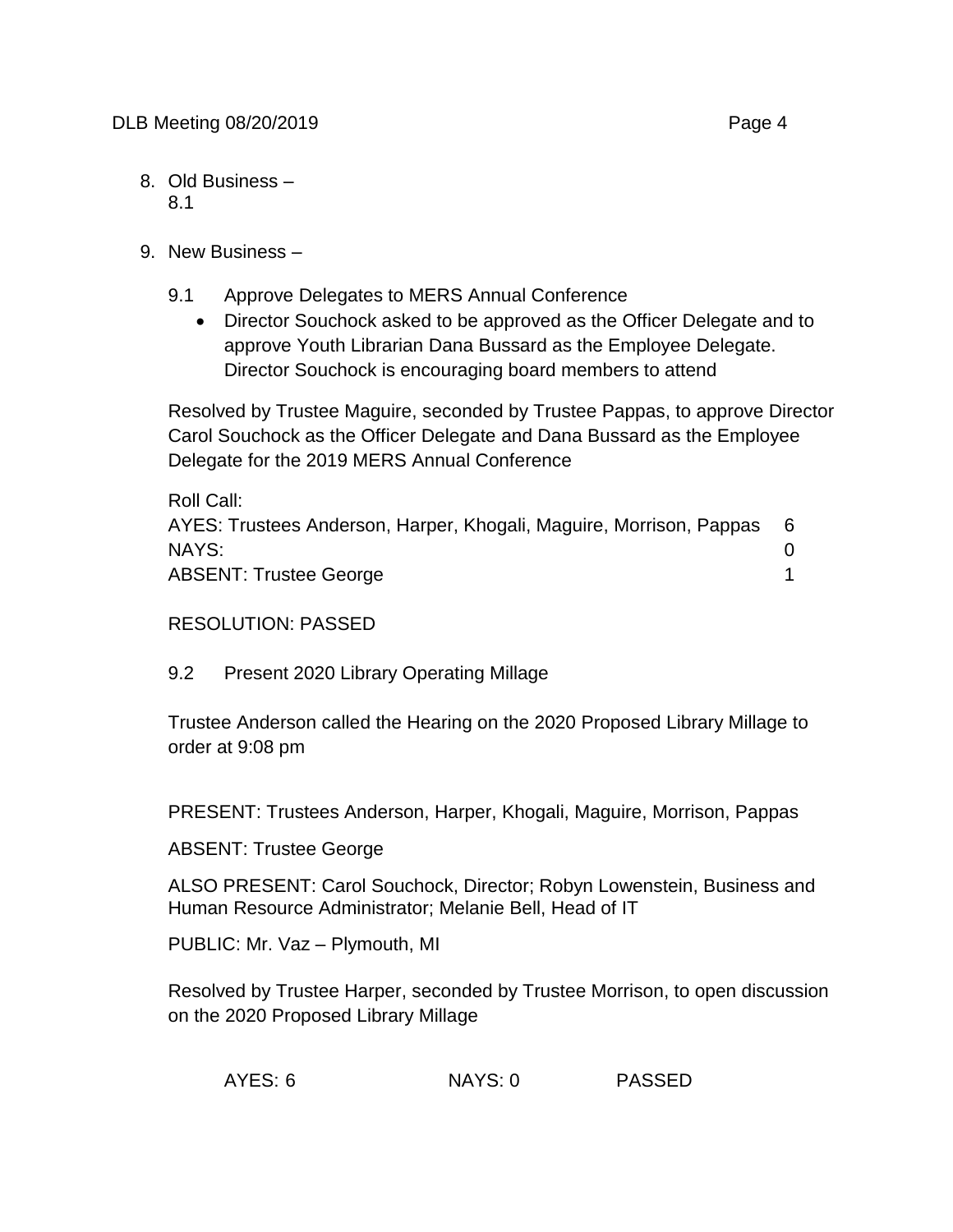8. Old Business –
   8.1

9. New Business –

   9.1 Approve Delegates to MERS Annual Conference
   - Director Souchock asked to be approved as the Officer Delegate and to approve Youth Librarian Dana Bussard as the Employee Delegate. Director Souchock is encouraging board members to attend

   Resolved by Trustee Maguire, seconded by Trustee Pappas, to approve Director Carol Souchock as the Officer Delegate and Dana Bussard as the Employee Delegate for the 2019 MERS Annual Conference

   Roll Call:

   | | |
   |---|---|
   | AYES: Trustees Anderson, Harper, Khogali, Maguire, Morrison, Pappas | 6 |
   | NAYS: | 0 |
   | ABSENT: Trustee George | 1 |

   RESOLUTION: PASSED

   9.2 Present 2020 Library Operating Millage

   Trustee Anderson called the Hearing on the 2020 Proposed Library Millage to order at 9:08 pm

   PRESENT: Trustees Anderson, Harper, Khogali, Maguire, Morrison, Pappas

   ABSENT: Trustee George

   ALSO PRESENT: Carol Souchock, Director; Robyn Lowenstein, Business and Human Resource Administrator; Melanie Bell, Head of IT

   PUBLIC: Mr. Vaz – Plymouth, MI

   Resolved by Trustee Harper, seconded by Trustee Morrison, to open discussion on the 2020 Proposed Library Millage

   AYES: 6 NAYS: 0 PASSED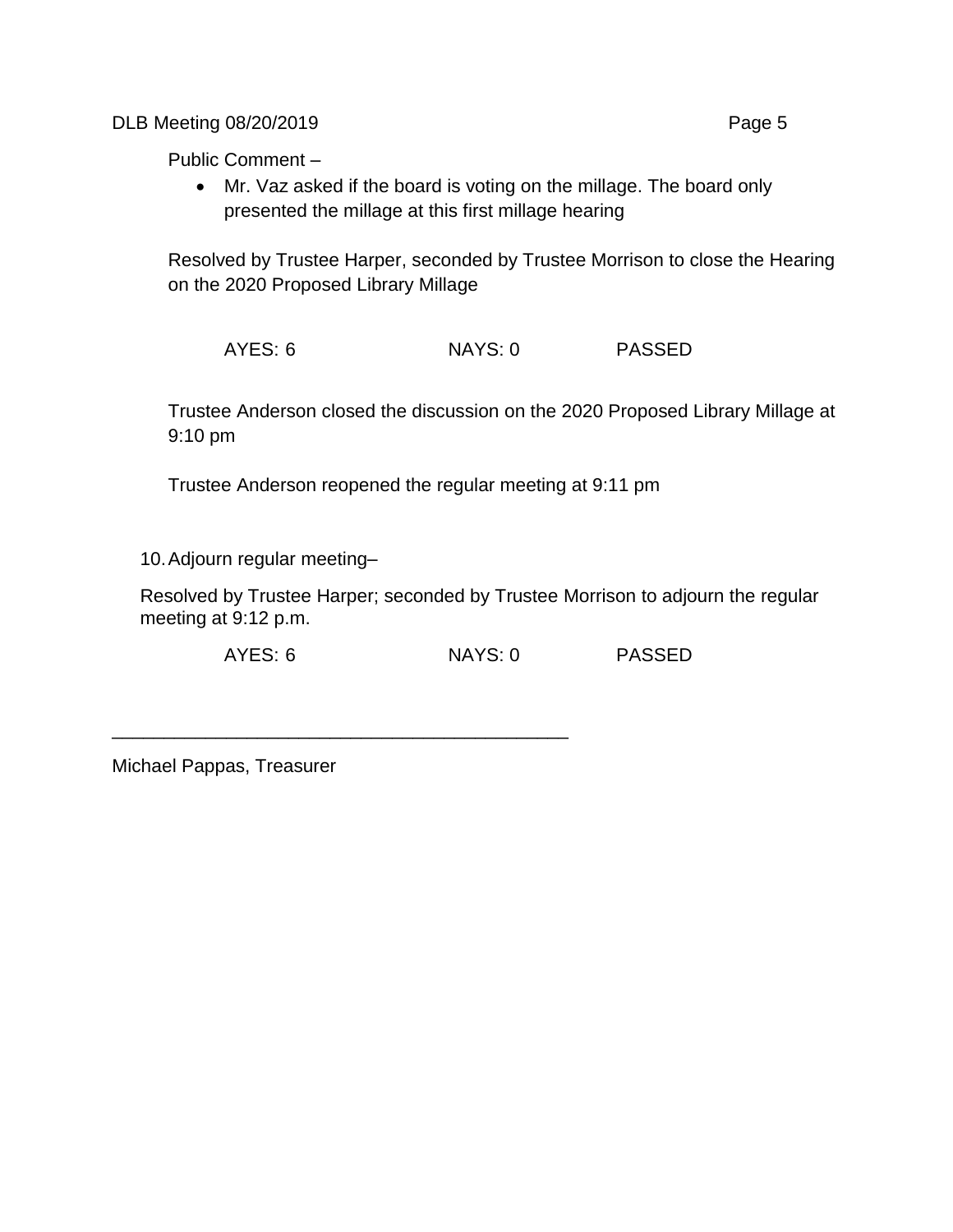Public Comment –

- Mr. Vaz asked if the board is voting on the millage. The board only presented the millage at this first millage hearing

Resolved by Trustee Harper, seconded by Trustee Morrison to close the Hearing on the 2020 Proposed Library Millage

AYES: 6 NAYS: 0 PASSED

Trustee Anderson closed the discussion on the 2020 Proposed Library Millage at 9:10 pm

Trustee Anderson reopened the regular meeting at 9:11 pm

10. Adjourn regular meeting–

Resolved by Trustee Harper; seconded by Trustee Morrison to adjourn the regular meeting at 9:12 p.m.

AYES: 6 NAYS: 0 PASSED

\_\_\_\_\_\_\_\_\_\_\_\_\_\_\_\_\_\_\_\_\_\_\_\_\_\_\_\_\_\_\_\_\_\_\_\_\_\_\_\_\_\_\_\_

Michael Pappas, Treasurer